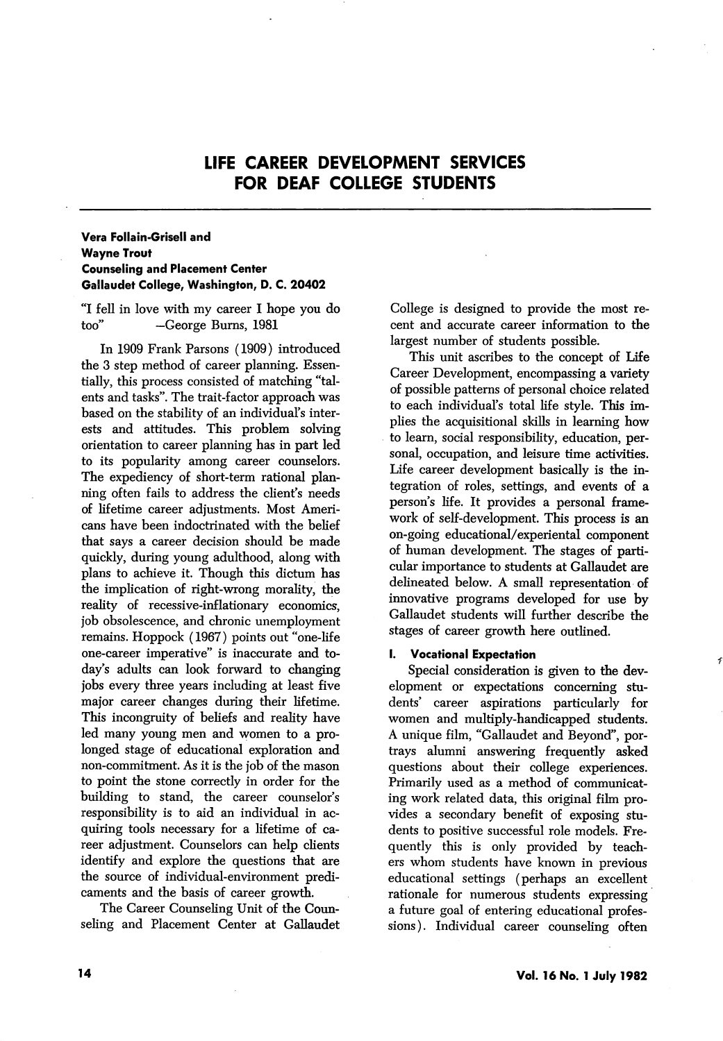# LIFE CAREER DEVELOPMENT SERVICES FOR DEAF COLLEGE STUDENTS

**Vera Follain-Grisell and Wayne Trout**
**Counseling and Placement Center**
**Gallaudet College, Washington, D. C. 20402**

"I fell in love with my career I hope you do too" —George Burns, 1981

In 1909 Frank Parsons (1909) introduced the 3 step method of career planning. Essentially, this process consisted of matching "talents and tasks". The trait-factor approach was based on the stability of an individual's interests and attitudes. This problem solving orientation to career planning has in part led to its popularity among career counselors. The expediency of short-term rational planning often fails to address the client's needs of lifetime career adjustments. Most Americans have been indoctrinated with the belief that says a career decision should be made quickly, during young adulthood, along with plans to achieve it. Though this dictum has the implication of right-wrong morality, the reality of recessive-inflationary economics, job obsolescence, and chronic unemployment remains. Hoppock (1967) points out "one-life one-career imperative" is inaccurate and today's adults can look forward to changing jobs every three years including at least five major career changes during their lifetime. This incongruity of beliefs and reality have led many young men and women to a prolonged stage of educational exploration and non-commitment. As it is the job of the mason to point the stone correctly in order for the building to stand, the career counselor's responsibility is to aid an individual in acquiring tools necessary for a lifetime of career adjustment. Counselors can help clients identify and explore the questions that are the source of individual-environment predicaments and the basis of career growth.

The Career Counseling Unit of the Counseling and Placement Center at Gallaudet College is designed to provide the most recent and accurate career information to the largest number of students possible.

This unit ascribes to the concept of Life Career Development, encompassing a variety of possible patterns of personal choice related to each individual's total life style. This implies the acquisitional skills in learning how to learn, social responsibility, education, personal, occupation, and leisure time activities. Life career development basically is the integration of roles, settings, and events of a person's life. It provides a personal framework of self-development. This process is an on-going educational/experiental component of human development. The stages of particular importance to students at Gallaudet are delineated below. A small representation of innovative programs developed for use by Gallaudet students will further describe the stages of career growth here outlined.

### I. Vocational Expectation

Special consideration is given to the development or expectations concerning students' career aspirations particularly for women and multiply-handicapped students. A unique film, "Gallaudet and Beyond", portrays alumni answering frequently asked questions about their college experiences. Primarily used as a method of communicating work related data, this original film provides a secondary benefit of exposing students to positive successful role models. Frequently this is only provided by teachers whom students have known in previous educational settings (perhaps an excellent rationale for numerous students expressing a future goal of entering educational professions). Individual career counseling often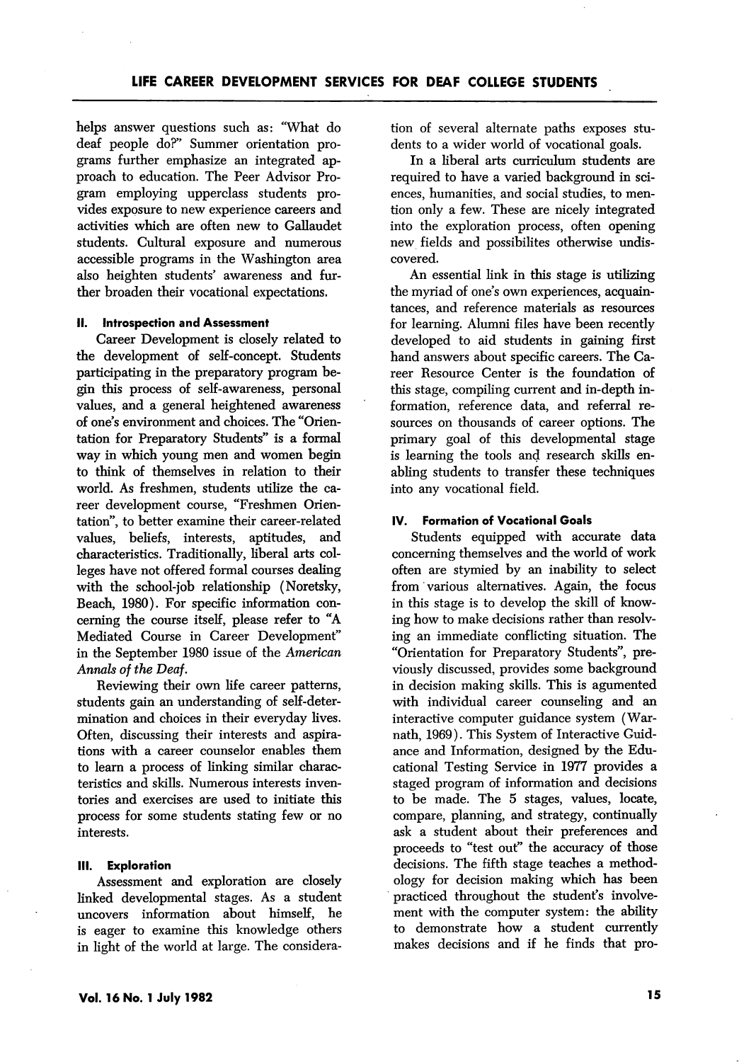helps answer questions such as: "What do deaf people do?" Summer orientation programs further emphasize an integrated approach to education. The Peer Advisor Program employing upperclass students provides exposure to new experience careers and activities which are often new to Gallaudet students. Cultural exposure and numerous accessible programs in the Washington area also heighten students' awareness and further broaden their vocational expectations.

### II. Introspection and Assessment

Career Development is closely related to the development of self-concept. Students participating in the preparatory program begin this process of self-awareness, personal values, and a general heightened awareness of one's environment and choices. The "Orientation for Preparatory Students" is a formal way in which young men and women begin to think of themselves in relation to their world. As freshmen, students utilize the career development course, "Freshmen Orientation", to better examine their career-related values, beliefs, interests, aptitudes, and characteristics. Traditionally, liberal arts colleges have not offered formal courses dealing with the school-job relationship (Noretsky, Beach, 1980). For specific information concerning the course itself, please refer to "A Mediated Course in Career Development" in the September 1980 issue of the *American Annals of the Deaf*.

Reviewing their own life career patterns, students gain an understanding of self-determination and choices in their everyday lives. Often, discussing their interests and aspirations with a career counselor enables them to learn a process of linking similar characteristics and skills. Numerous interests inventories and exercises are used to initiate this process for some students stating few or no interests.

### III. Exploration

Assessment and exploration are closely linked developmental stages. As a student uncovers information about himself, he is eager to examine this knowledge others in light of the world at large. The consideration of several alternate paths exposes students to a wider world of vocational goals.

In a liberal arts curriculum students are required to have a varied background in sciences, humanities, and social studies, to mention only a few. These are nicely integrated into the exploration process, often opening new fields and possibilites otherwise undiscovered.

An essential link in this stage is utilizing the myriad of one's own experiences, acquaintances, and reference materials as resources for learning. Alumni files have been recently developed to aid students in gaining first hand answers about specific careers. The Career Resource Center is the foundation of this stage, compiling current and in-depth information, reference data, and referral resources on thousands of career options. The primary goal of this developmental stage is learning the tools and research skills enabling students to transfer these techniques into any vocational field.

### IV. Formation of Vocational Goals

Students equipped with accurate data concerning themselves and the world of work often are stymied by an inability to select from various alternatives. Again, the focus in this stage is to develop the skill of knowing how to make decisions rather than resolving an immediate conflicting situation. The "Orientation for Preparatory Students", previously discussed, provides some background in decision making skills. This is agumented with individual career counseling and an interactive computer guidance system (Warnath, 1969). This System of Interactive Guidance and Information, designed by the Educational Testing Service in 1977 provides a staged program of information and decisions to be made. The 5 stages, values, locate, compare, planning, and strategy, continually ask a student about their preferences and proceeds to "test out" the accuracy of those decisions. The fifth stage teaches a methodology for decision making which has been practiced throughout the student's involvement with the computer system: the ability to demonstrate how a student currently makes decisions and if he finds that pro-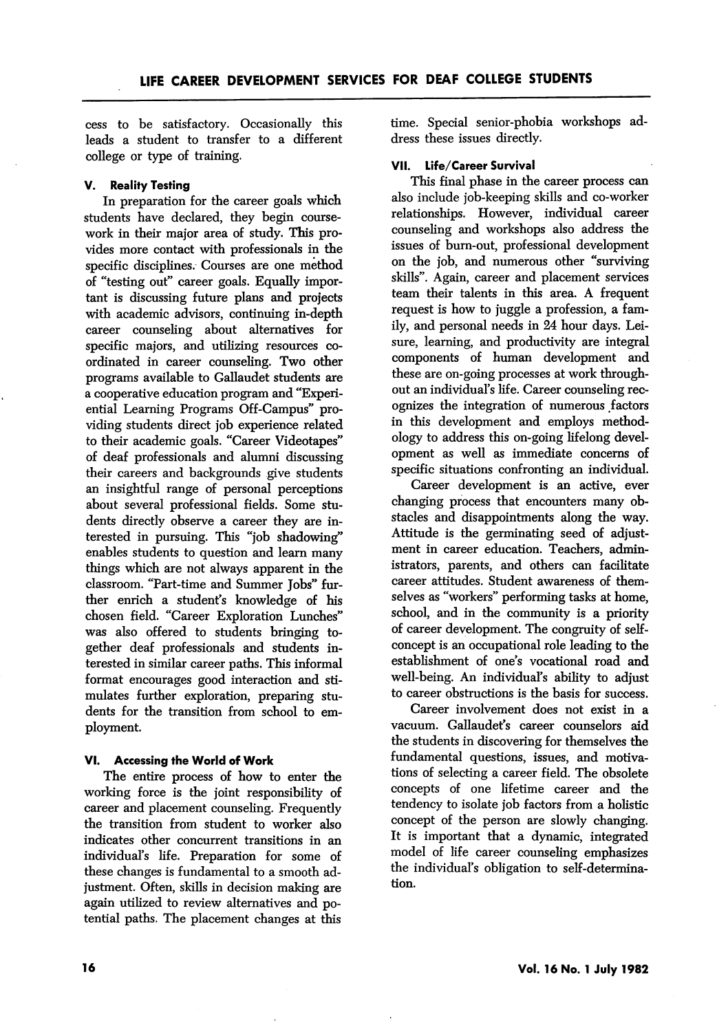cess to be satisfactory. Occasionally this leads a student to transfer to a different college or type of training.

### V. Reality Testing

In preparation for the career goals which students have declared, they begin coursework in their major area of study. This provides more contact with professionals in the specific disciplines. Courses are one method of "testing out" career goals. Equally important is discussing future plans and projects with academic advisors, continuing in-depth career counseling about alternatives for specific majors, and utilizing resources coordinated in career counseling. Two other programs available to Gallaudet students are a cooperative education program and "Experiential Learning Programs Off-Campus" providing students direct job experience related to their academic goals. "Career Videotapes" of deaf professionals and alumni discussing their careers and backgrounds give students an insightful range of personal perceptions about several professional fields. Some students directly observe a career they are interested in pursuing. This "job shadowing" enables students to question and learn many things which are not always apparent in the classroom. "Part-time and Summer Jobs" further enrich a student's knowledge of his chosen field. "Career Exploration Lunches" was also offered to students bringing together deaf professionals and students interested in similar career paths. This informal format encourages good interaction and stimulates further exploration, preparing students for the transition from school to employment.

### VI. Accessing the World of Work

The entire process of how to enter the working force is the joint responsibility of career and placement counseling. Frequently the transition from student to worker also indicates other concurrent transitions in an individual's life. Preparation for some of these changes is fundamental to a smooth adjustment. Often, skills in decision making are again utilized to review alternatives and potential paths. The placement changes at this time. Special senior-phobia workshops address these issues directly.

### VII. Life/Career Survival

This final phase in the career process can also include job-keeping skills and co-worker relationships. However, individual career counseling and workshops also address the issues of burn-out, professional development on the job, and numerous other "surviving skills". Again, career and placement services team their talents in this area. A frequent request is how to juggle a profession, a family, and personal needs in 24 hour days. Leisure, learning, and productivity are integral components of human development and these are on-going processes at work throughout an individual's life. Career counseling recognizes the integration of numerous factors in this development and employs methodology to address this on-going lifelong development as well as immediate concerns of specific situations confronting an individual.

Career development is an active, ever changing process that encounters many obstacles and disappointments along the way. Attitude is the germinating seed of adjustment in career education. Teachers, administrators, parents, and others can facilitate career attitudes. Student awareness of themselves as "workers" performing tasks at home, school, and in the community is a priority of career development. The congruity of self-concept is an occupational role leading to the establishment of one's vocational road and well-being. An individual's ability to adjust to career obstructions is the basis for success.

Career involvement does not exist in a vacuum. Gallaudet's career counselors aid the students in discovering for themselves the fundamental questions, issues, and motivations of selecting a career field. The obsolete concepts of one lifetime career and the tendency to isolate job factors from a holistic concept of the person are slowly changing. It is important that a dynamic, integrated model of life career counseling emphasizes the individual's obligation to self-determination.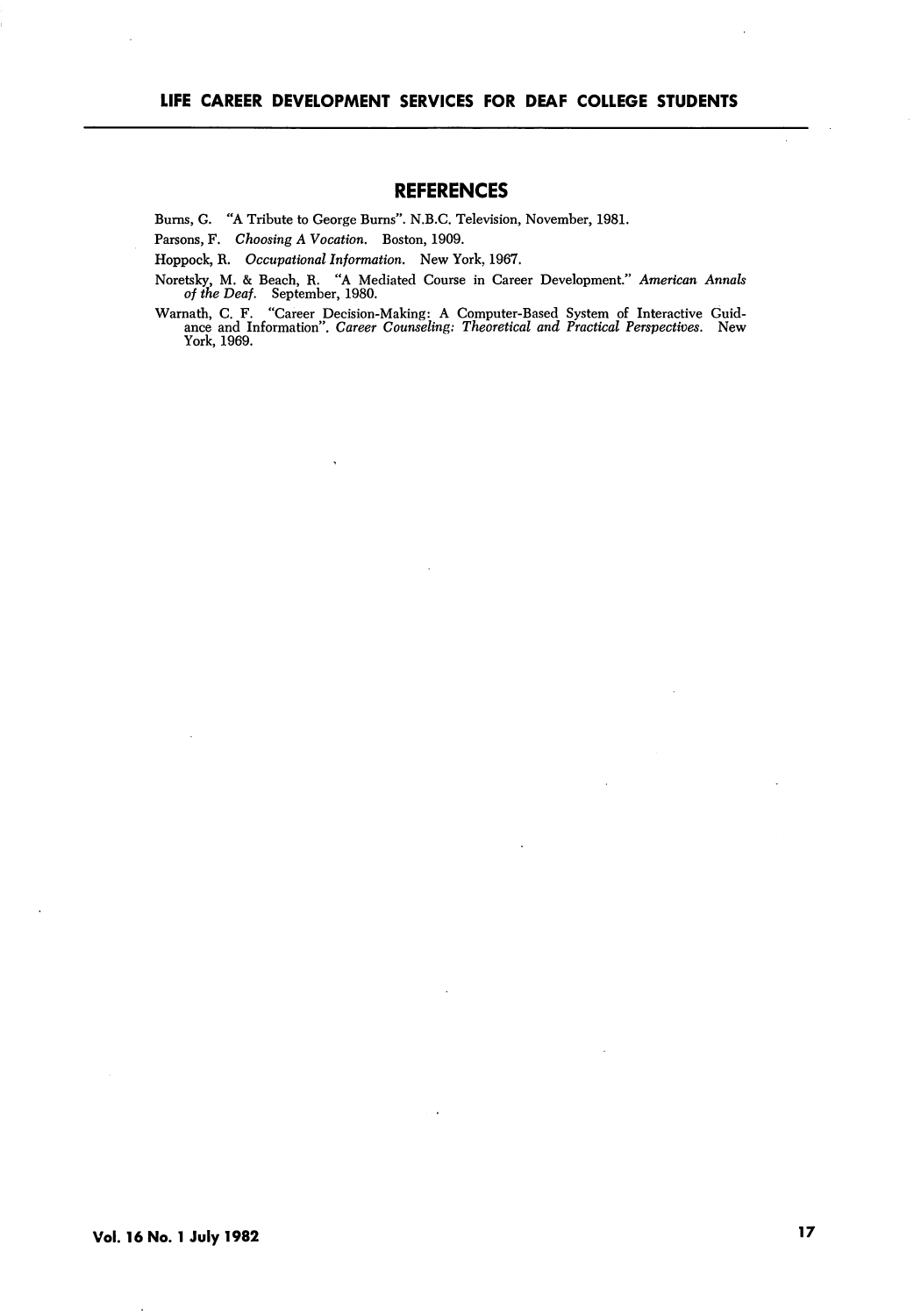## REFERENCES

Burns, G. "A Tribute to George Burns". N.B.C. Television, November, 1981.

Parsons, F. *Choosing A Vocation.* Boston, 1909.

Hoppock, R. *Occupational Information.* New York, 1967.

Noretsky, M. & Beach, R. "A Mediated Course in Career Development." *American Annals of the Deaf.* September, 1980.

Warnath, C. F. "Career Decision-Making: A Computer-Based System of Interactive Guidance and Information". *Career Counseling: Theoretical and Practical Perspectives.* New York, 1969.